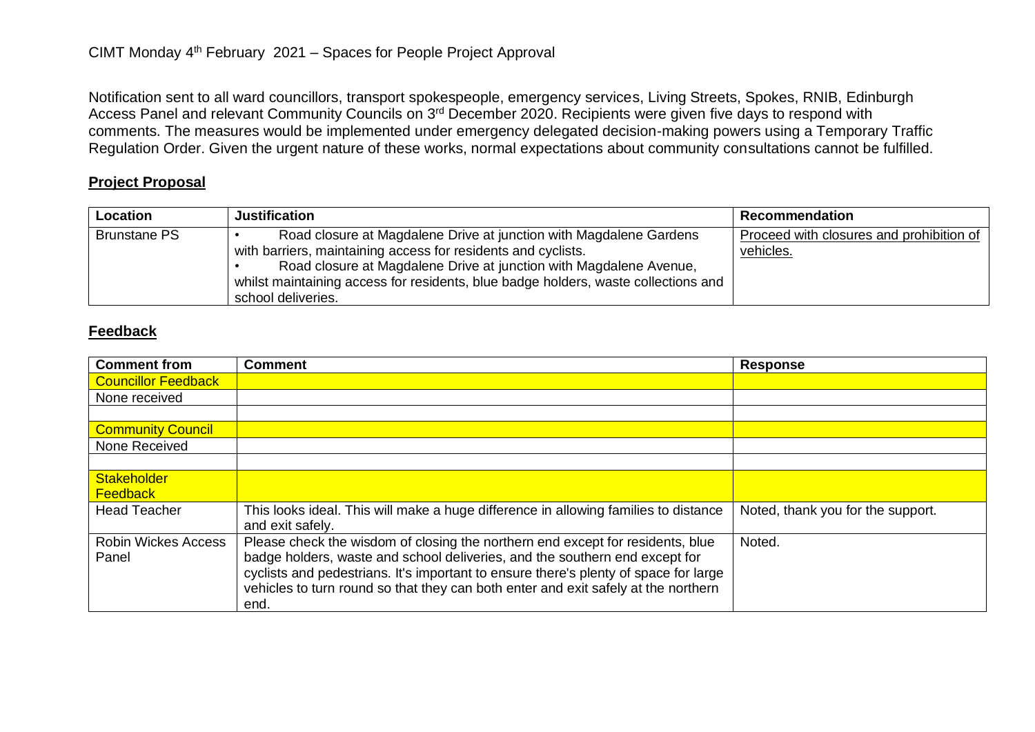CIMT Monday 4th February 2021 – Spaces for People Project Approval

Notification sent to all ward councillors, transport spokespeople, emergency services, Living Streets, Spokes, RNIB, Edinburgh Access Panel and relevant Community Councils on 3rd December 2020. Recipients were given five days to respond with comments. The measures would be implemented under emergency delegated decision-making powers using a Temporary Traffic Regulation Order. Given the urgent nature of these works, normal expectations about community consultations cannot be fulfilled.

## Project Proposal

| Location | Justification | Recommendation |
| --- | --- | --- |
| Brunstane PS | • Road closure at Magdalene Drive at junction with Magdalene Gardens with barriers, maintaining access for residents and cyclists.<br>• Road closure at Magdalene Drive at junction with Magdalene Avenue, whilst maintaining access for residents, blue badge holders, waste collections and school deliveries. | Proceed with closures and prohibition of vehicles. |

## Feedback

| Comment from | Comment | Response |
| --- | --- | --- |
| Councillor Feedback | | |
| None received | | |
| | | |
| Community Council | | |
| None Received | | |
| | | |
| Stakeholder Feedback | | |
| Head Teacher | This looks ideal. This will make a huge difference in allowing families to distance and exit safely. | Noted, thank you for the support. |
| Robin Wickes Access Panel | Please check the wisdom of closing the northern end except for residents, blue badge holders, waste and school deliveries, and the southern end except for cyclists and pedestrians. It's important to ensure there's plenty of space for large vehicles to turn round so that they can both enter and exit safely at the northern end. | Noted. |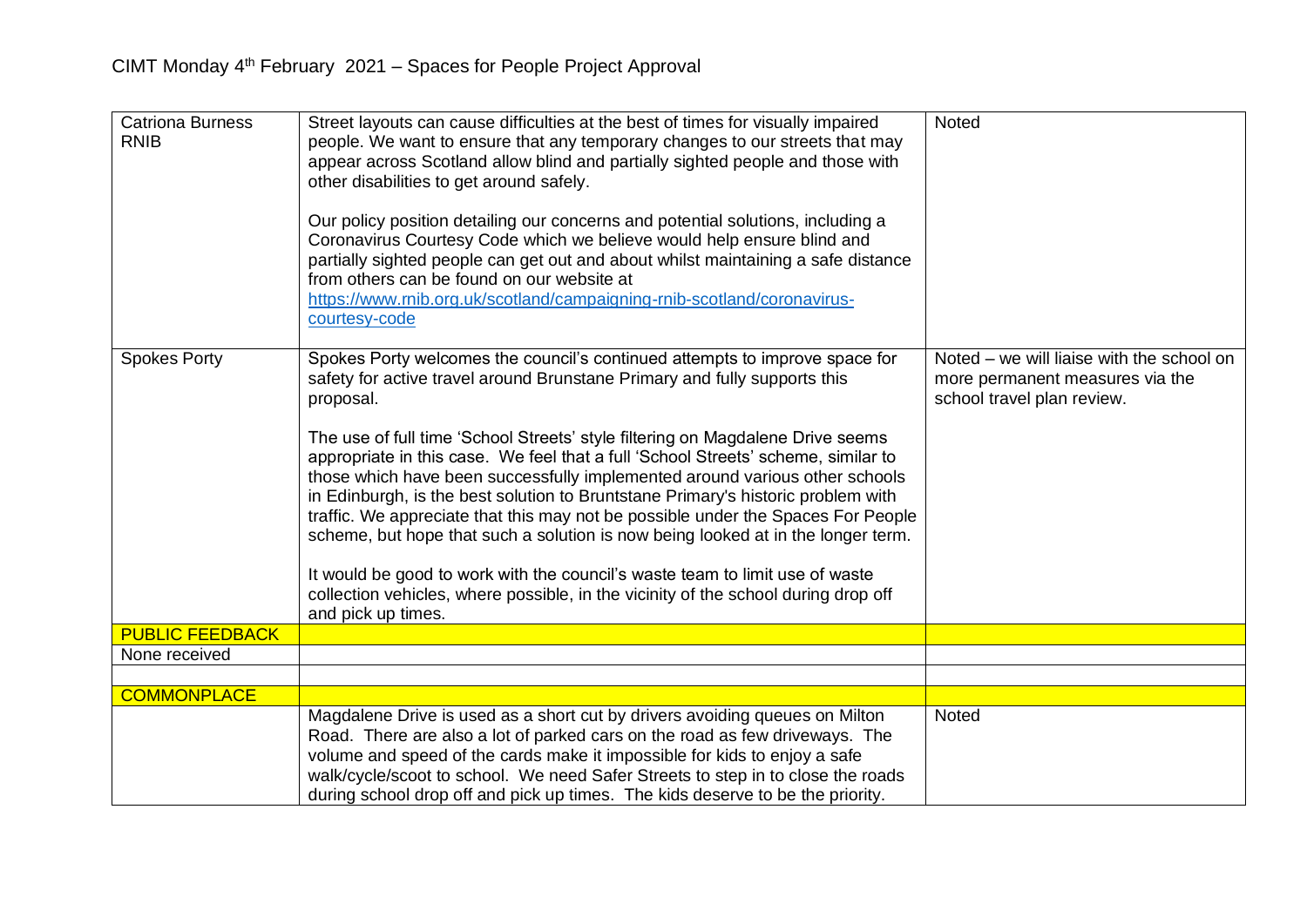CIMT Monday 4th February 2021 – Spaces for People Project Approval

| | | |
|---|---|---|
| Catriona Burness RNIB | Street layouts can cause difficulties at the best of times for visually impaired people. We want to ensure that any temporary changes to our streets that may appear across Scotland allow blind and partially sighted people and those with other disabilities to get around safely.<br><br>Our policy position detailing our concerns and potential solutions, including a Coronavirus Courtesy Code which we believe would help ensure blind and partially sighted people can get out and about whilst maintaining a safe distance from others can be found on our website at [https://www.rnib.org.uk/scotland/campaigning-rnib-scotland/coronavirus-courtesy-code](https://www.rnib.org.uk/scotland/campaigning-rnib-scotland/coronavirus-courtesy-code) | Noted |
| Spokes Porty | Spokes Porty welcomes the council's continued attempts to improve space for safety for active travel around Brunstane Primary and fully supports this proposal.<br><br>The use of full time 'School Streets' style filtering on Magdalene Drive seems appropriate in this case. We feel that a full 'School Streets' scheme, similar to those which have been successfully implemented around various other schools in Edinburgh, is the best solution to Bruntstane Primary's historic problem with traffic. We appreciate that this may not be possible under the Spaces For People scheme, but hope that such a solution is now being looked at in the longer term.<br><br>It would be good to work with the council's waste team to limit use of waste collection vehicles, where possible, in the vicinity of the school during drop off and pick up times. | Noted – we will liaise with the school on more permanent measures via the school travel plan review. |
| **PUBLIC FEEDBACK** | | |
| None received | | |
| | | |
| **COMMONPLACE** | | |
| | Magdalene Drive is used as a short cut by drivers avoiding queues on Milton Road. There are also a lot of parked cars on the road as few driveways. The volume and speed of the cards make it impossible for kids to enjoy a safe walk/cycle/scoot to school. We need Safer Streets to step in to close the roads during school drop off and pick up times. The kids deserve to be the priority. | Noted |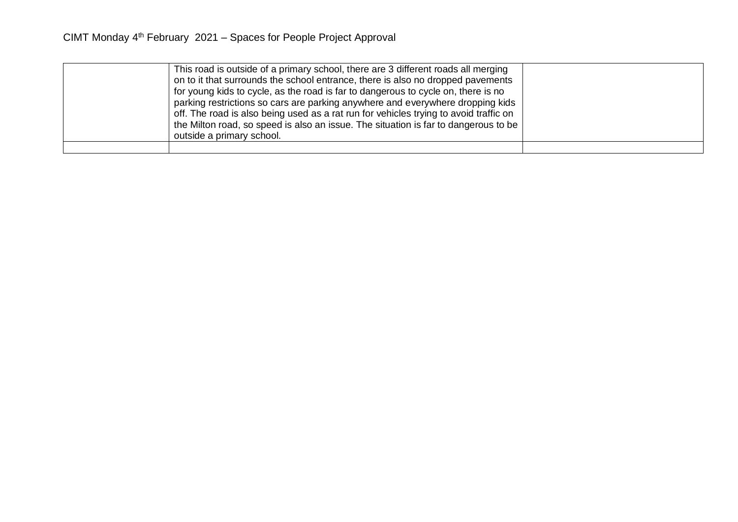| | | |
|---|---|---|
| | This road is outside of a primary school, there are 3 different roads all merging on to it that surrounds the school entrance, there is also no dropped pavements for young kids to cycle, as the road is far to dangerous to cycle on, there is no parking restrictions so cars are parking anywhere and everywhere dropping kids off. The road is also being used as a rat run for vehicles trying to avoid traffic on the Milton road, so speed is also an issue. The situation is far to dangerous to be outside a primary school. | |
| | | |